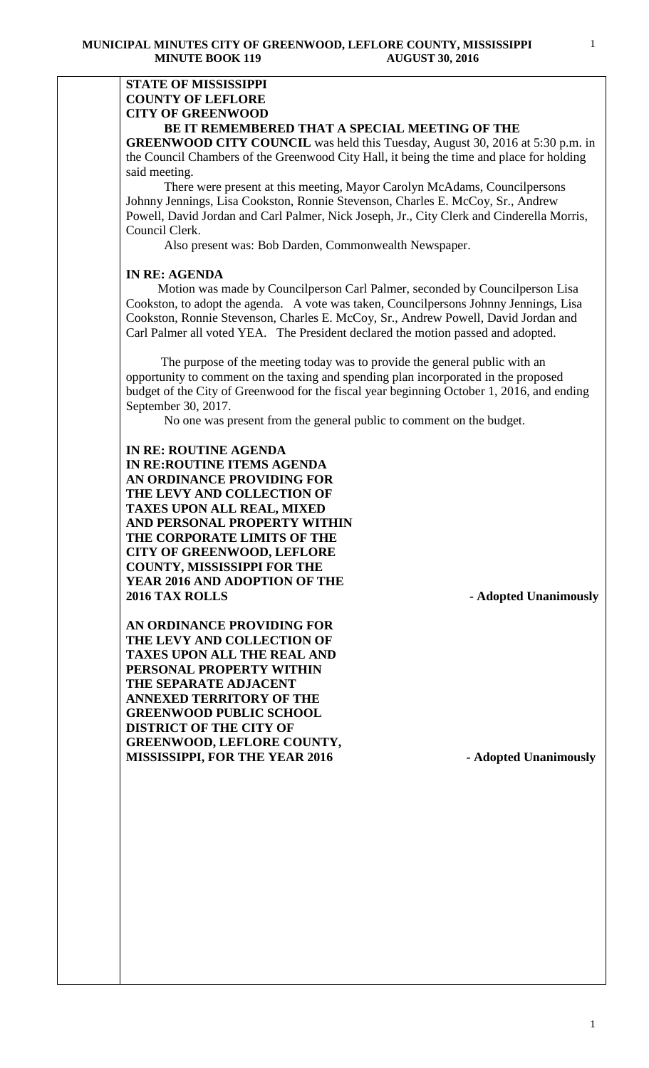**STATE OF MISSISSIPPI**
**COUNTY OF LEFLORE**
**CITY OF GREENWOOD**

**BE IT REMEMBERED THAT A SPECIAL MEETING OF THE GREENWOOD CITY COUNCIL** was held this Tuesday, August 30, 2016 at 5:30 p.m. in the Council Chambers of the Greenwood City Hall, it being the time and place for holding said meeting.

There were present at this meeting, Mayor Carolyn McAdams, Councilpersons Johnny Jennings, Lisa Cookston, Ronnie Stevenson, Charles E. McCoy, Sr., Andrew Powell, David Jordan and Carl Palmer, Nick Joseph, Jr., City Clerk and Cinderella Morris, Council Clerk.

Also present was: Bob Darden, Commonwealth Newspaper.

**IN RE: AGENDA**

Motion was made by Councilperson Carl Palmer, seconded by Councilperson Lisa Cookston, to adopt the agenda. A vote was taken, Councilpersons Johnny Jennings, Lisa Cookston, Ronnie Stevenson, Charles E. McCoy, Sr., Andrew Powell, David Jordan and Carl Palmer all voted YEA. The President declared the motion passed and adopted.

The purpose of the meeting today was to provide the general public with an opportunity to comment on the taxing and spending plan incorporated in the proposed budget of the City of Greenwood for the fiscal year beginning October 1, 2016, and ending September 30, 2017.

No one was present from the general public to comment on the budget.

**IN RE: ROUTINE AGENDA**
**IN RE:ROUTINE ITEMS AGENDA**

**AN ORDINANCE PROVIDING FOR THE LEVY AND COLLECTION OF TAXES UPON ALL REAL, MIXED AND PERSONAL PROPERTY WITHIN THE CORPORATE LIMITS OF THE CITY OF GREENWOOD, LEFLORE COUNTY, MISSISSIPPI FOR THE YEAR 2016 AND ADOPTION OF THE 2016 TAX ROLLS** **- Adopted Unanimously**

**AN ORDINANCE PROVIDING FOR THE LEVY AND COLLECTION OF TAXES UPON ALL THE REAL AND PERSONAL PROPERTY WITHIN THE SEPARATE ADJACENT ANNEXED TERRITORY OF THE GREENWOOD PUBLIC SCHOOL DISTRICT OF THE CITY OF GREENWOOD, LEFLORE COUNTY, MISSISSIPPI, FOR THE YEAR 2016** **- Adopted Unanimously**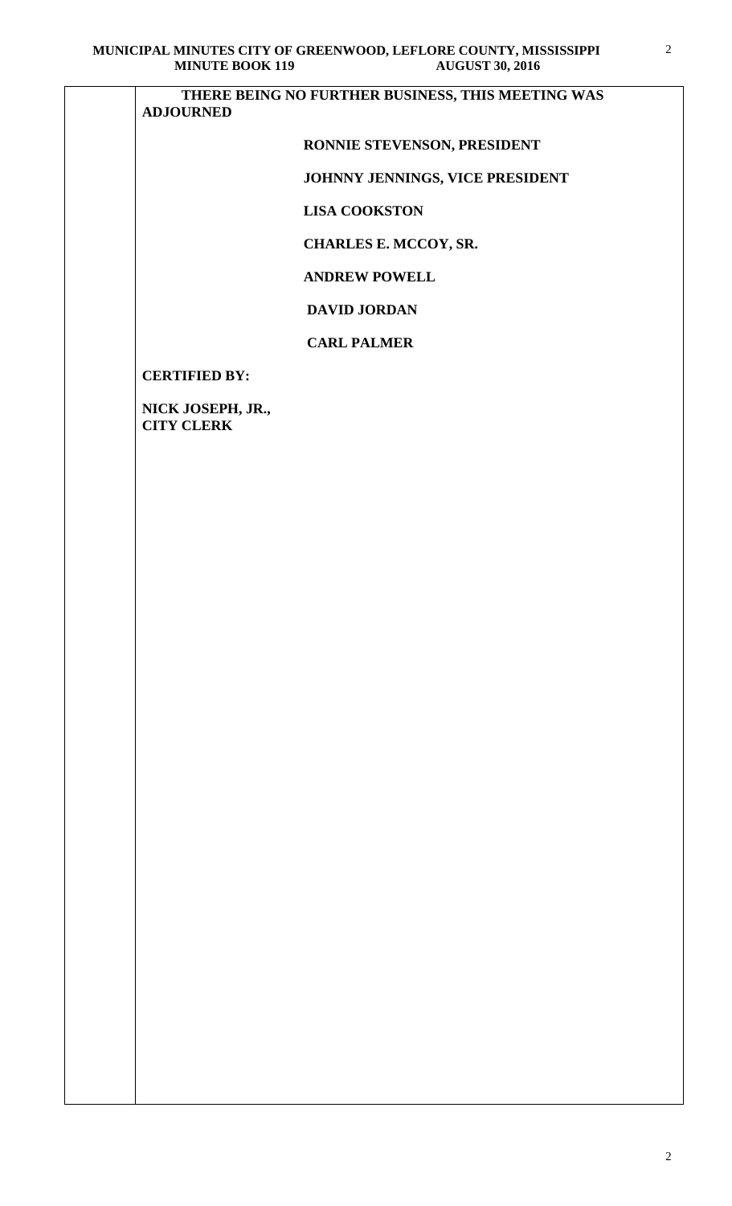**THERE BEING NO FURTHER BUSINESS, THIS MEETING WAS ADJOURNED**

**RONNIE STEVENSON, PRESIDENT**

**JOHNNY JENNINGS, VICE PRESIDENT**

**LISA COOKSTON**

**CHARLES E. MCCOY, SR.**

**ANDREW POWELL**

**DAVID JORDAN**

**CARL PALMER**

**CERTIFIED BY:**

**NICK JOSEPH, JR.,**
**CITY CLERK**